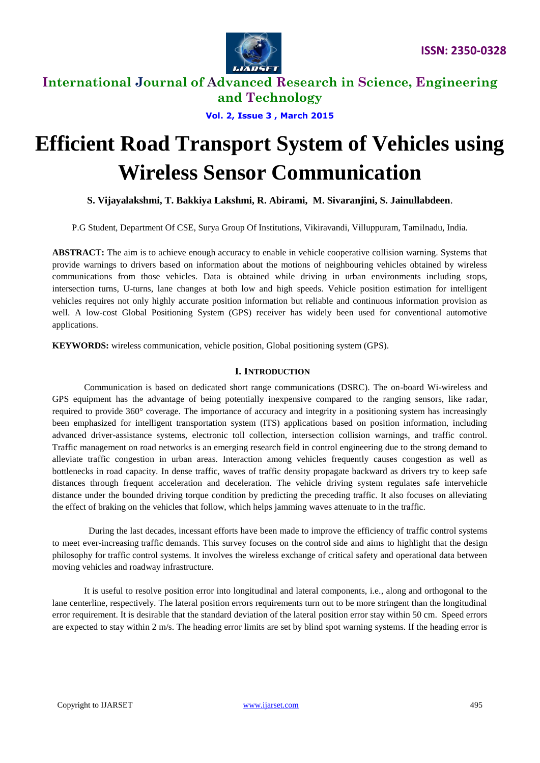# Efficient Road Transport System of Vehicles using Wireless Sensor Communication

**S. Vijayalakshmi, T. Bakkiya Lakshmi, R. Abirami, M. Sivaranjini, S. Jainullabdeen**.

P.G Student, Department Of CSE, Surya Group Of Institutions, Vikiravandi, Villuppuram, Tamilnadu, India.

**ABSTRACT:** The aim is to achieve enough accuracy to enable in vehicle cooperative collision warning. Systems that provide warnings to drivers based on information about the motions of neighbouring vehicles obtained by wireless communications from those vehicles. Data is obtained while driving in urban environments including stops, intersection turns, U-turns, lane changes at both low and high speeds. Vehicle position estimation for intelligent vehicles requires not only highly accurate position information but reliable and continuous information provision as well. A low-cost Global Positioning System (GPS) receiver has widely been used for conventional automotive applications.

**KEYWORDS:** wireless communication, vehicle position, Global positioning system (GPS).

## I. Introduction

Communication is based on dedicated short range communications (DSRC). The on-board Wi-wireless and GPS equipment has the advantage of being potentially inexpensive compared to the ranging sensors, like radar, required to provide 360° coverage. The importance of accuracy and integrity in a positioning system has increasingly been emphasized for intelligent transportation system (ITS) applications based on position information, including advanced driver-assistance systems, electronic toll collection, intersection collision warnings, and traffic control. Traffic management on road networks is an emerging research field in control engineering due to the strong demand to alleviate traffic congestion in urban areas. Interaction among vehicles frequently causes congestion as well as bottlenecks in road capacity. In dense traffic, waves of traffic density propagate backward as drivers try to keep safe distances through frequent acceleration and deceleration. The vehicle driving system regulates safe intervehicle distance under the bounded driving torque condition by predicting the preceding traffic. It also focuses on alleviating the effect of braking on the vehicles that follow, which helps jamming waves attenuate to in the traffic.

During the last decades, incessant efforts have been made to improve the efficiency of traffic control systems to meet ever-increasing traffic demands. This survey focuses on the control side and aims to highlight that the design philosophy for traffic control systems. It involves the wireless exchange of critical safety and operational data between moving vehicles and roadway infrastructure.

It is useful to resolve position error into longitudinal and lateral components, i.e., along and orthogonal to the lane centerline, respectively. The lateral position errors requirements turn out to be more stringent than the longitudinal error requirement. It is desirable that the standard deviation of the lateral position error stay within 50 cm. Speed errors are expected to stay within 2 m/s. The heading error limits are set by blind spot warning systems. If the heading error is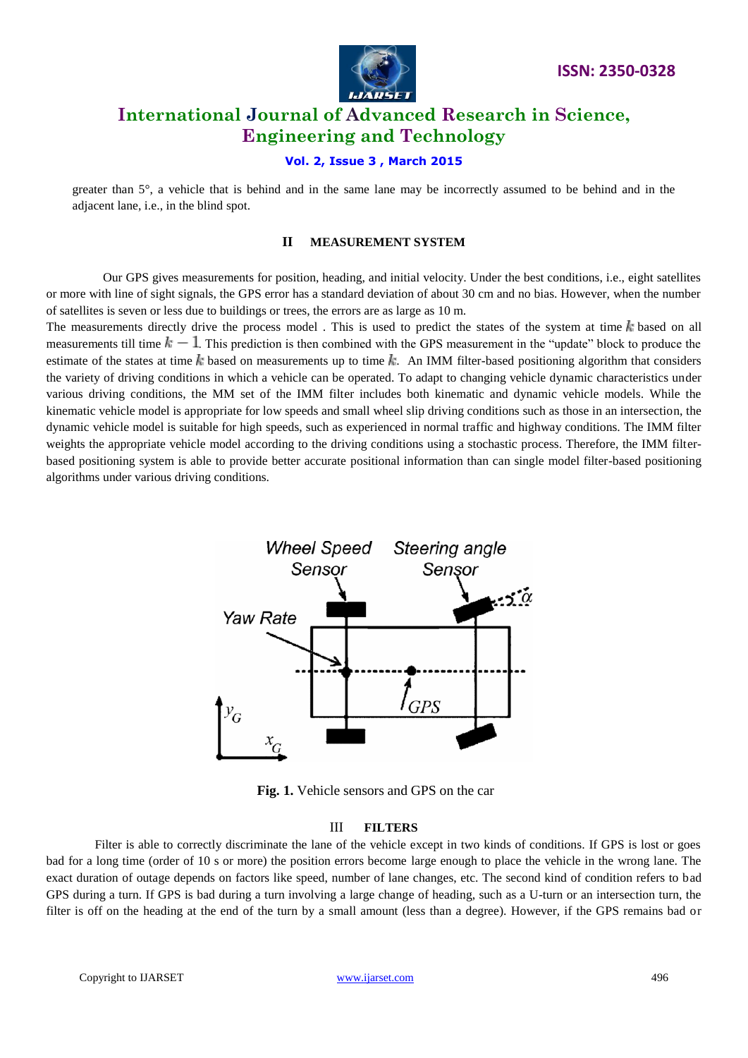greater than 5°, a vehicle that is behind and in the same lane may be incorrectly assumed to be behind and in the adjacent lane, i.e., in the blind spot.

## II MEASUREMENT SYSTEM

Our GPS gives measurements for position, heading, and initial velocity. Under the best conditions, i.e., eight satellites or more with line of sight signals, the GPS error has a standard deviation of about 30 cm and no bias. However, when the number of satellites is seven or less due to buildings or trees, the errors are as large as 10 m.

The measurements directly drive the process model . This is used to predict the states of the system at time $k$ based on all measurements till time $k-1$. This prediction is then combined with the GPS measurement in the "update" block to produce the estimate of the states at time $k$ based on measurements up to time $k$. An IMM filter-based positioning algorithm that considers the variety of driving conditions in which a vehicle can be operated. To adapt to changing vehicle dynamic characteristics under various driving conditions, the MM set of the IMM filter includes both kinematic and dynamic vehicle models. While the kinematic vehicle model is appropriate for low speeds and small wheel slip driving conditions such as those in an intersection, the dynamic vehicle model is suitable for high speeds, such as experienced in normal traffic and highway conditions. The IMM filter weights the appropriate vehicle model according to the driving conditions using a stochastic process. Therefore, the IMM filter-based positioning system is able to provide better accurate positional information than can single model filter-based positioning algorithms under various driving conditions.

**Fig. 1.** Vehicle sensors and GPS on the car

## III FILTERS

Filter is able to correctly discriminate the lane of the vehicle except in two kinds of conditions. If GPS is lost or goes bad for a long time (order of 10 s or more) the position errors become large enough to place the vehicle in the wrong lane. The exact duration of outage depends on factors like speed, number of lane changes, etc. The second kind of condition refers to bad GPS during a turn. If GPS is bad during a turn involving a large change of heading, such as a U-turn or an intersection turn, the filter is off on the heading at the end of the turn by a small amount (less than a degree). However, if the GPS remains bad or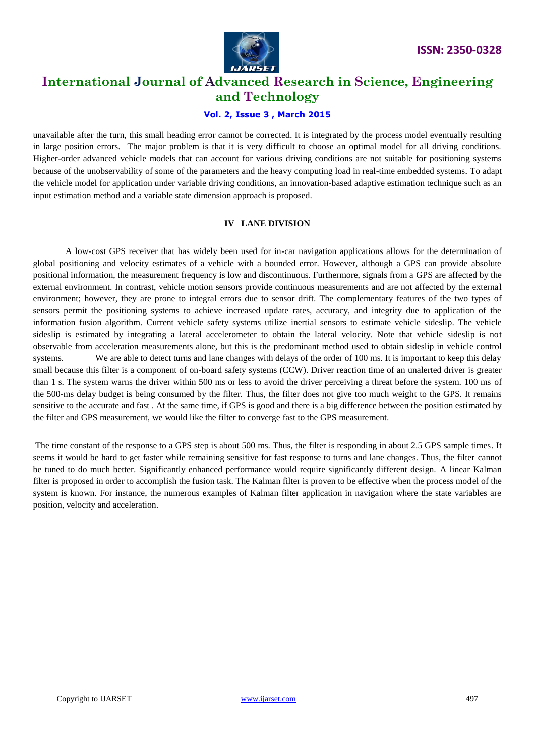unavailable after the turn, this small heading error cannot be corrected. It is integrated by the process model eventually resulting in large position errors. The major problem is that it is very difficult to choose an optimal model for all driving conditions. Higher-order advanced vehicle models that can account for various driving conditions are not suitable for positioning systems because of the unobservability of some of the parameters and the heavy computing load in real-time embedded systems. To adapt the vehicle model for application under variable driving conditions, an innovation-based adaptive estimation technique such as an input estimation method and a variable state dimension approach is proposed.

## IV LANE DIVISION

A low-cost GPS receiver that has widely been used for in-car navigation applications allows for the determination of global positioning and velocity estimates of a vehicle with a bounded error. However, although a GPS can provide absolute positional information, the measurement frequency is low and discontinuous. Furthermore, signals from a GPS are affected by the external environment. In contrast, vehicle motion sensors provide continuous measurements and are not affected by the external environment; however, they are prone to integral errors due to sensor drift. The complementary features of the two types of sensors permit the positioning systems to achieve increased update rates, accuracy, and integrity due to application of the information fusion algorithm. Current vehicle safety systems utilize inertial sensors to estimate vehicle sideslip. The vehicle sideslip is estimated by integrating a lateral accelerometer to obtain the lateral velocity. Note that vehicle sideslip is not observable from acceleration measurements alone, but this is the predominant method used to obtain sideslip in vehicle control systems. We are able to detect turns and lane changes with delays of the order of 100 ms. It is important to keep this delay small because this filter is a component of on-board safety systems (CCW). Driver reaction time of an unalerted driver is greater than 1 s. The system warns the driver within 500 ms or less to avoid the driver perceiving a threat before the system. 100 ms of the 500-ms delay budget is being consumed by the filter. Thus, the filter does not give too much weight to the GPS. It remains sensitive to the accurate and fast . At the same time, if GPS is good and there is a big difference between the position estimated by the filter and GPS measurement, we would like the filter to converge fast to the GPS measurement.

The time constant of the response to a GPS step is about 500 ms. Thus, the filter is responding in about 2.5 GPS sample times. It seems it would be hard to get faster while remaining sensitive for fast response to turns and lane changes. Thus, the filter cannot be tuned to do much better. Significantly enhanced performance would require significantly different design. A linear Kalman filter is proposed in order to accomplish the fusion task. The Kalman filter is proven to be effective when the process model of the system is known. For instance, the numerous examples of Kalman filter application in navigation where the state variables are position, velocity and acceleration.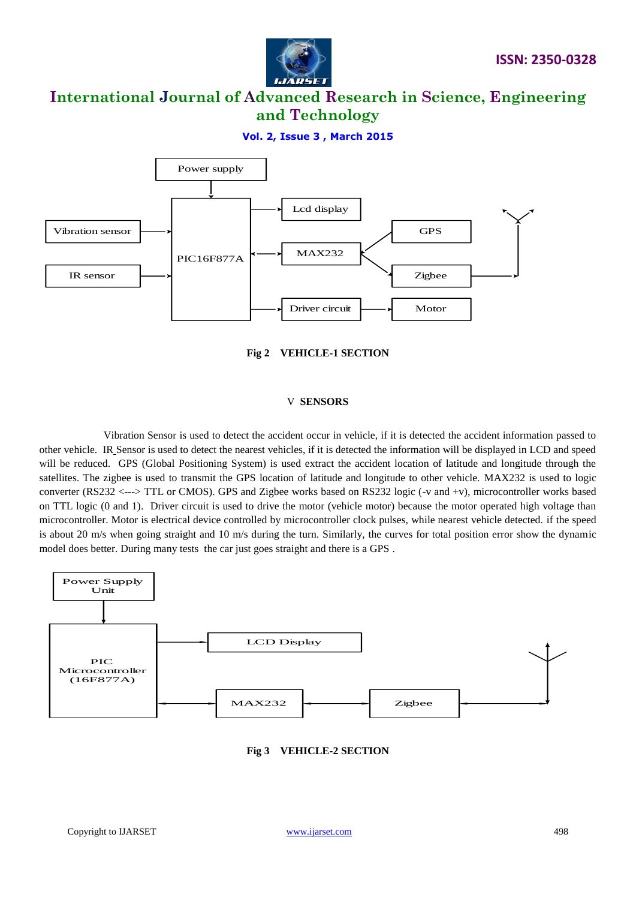Fig 2 VEHICLE-1 SECTION

## V SENSORS

Vibration Sensor is used to detect the accident occur in vehicle, if it is detected the accident information passed to other vehicle. IR Sensor is used to detect the nearest vehicles, if it is detected the information will be displayed in LCD and speed will be reduced. GPS (Global Positioning System) is used extract the accident location of latitude and longitude through the satellites. The zigbee is used to transmit the GPS location of latitude and longitude to other vehicle. MAX232 is used to logic converter (RS232 <---> TTL or CMOS). GPS and Zigbee works based on RS232 logic (-v and +v), microcontroller works based on TTL logic (0 and 1). Driver circuit is used to drive the motor (vehicle motor) because the motor operated high voltage than microcontroller. Motor is electrical device controlled by microcontroller clock pulses, while nearest vehicle detected. if the speed is about 20 m/s when going straight and 10 m/s during the turn. Similarly, the curves for total position error show the dynamic model does better. During many tests the car just goes straight and there is a GPS .

Fig 3 VEHICLE-2 SECTION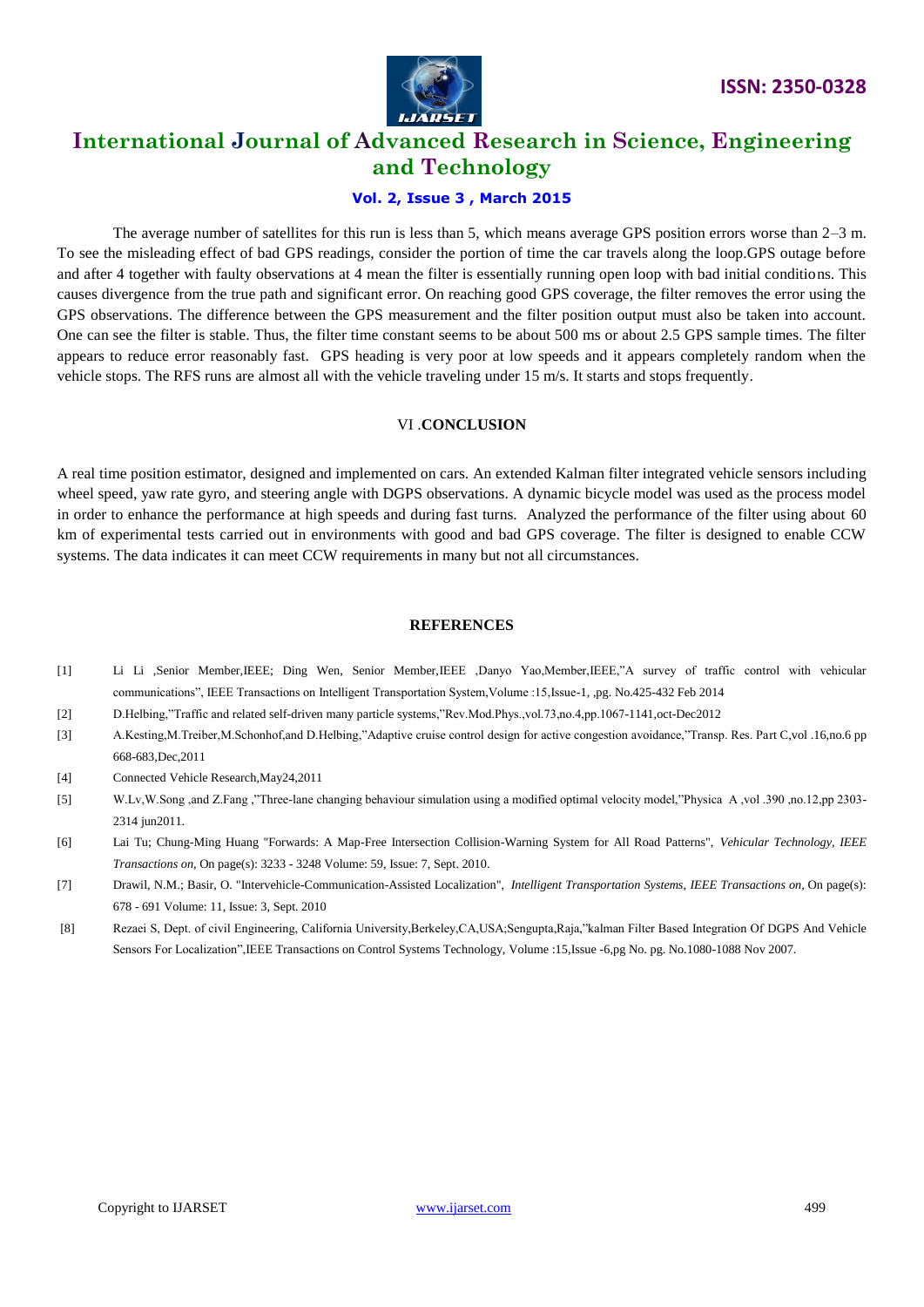The average number of satellites for this run is less than 5, which means average GPS position errors worse than 2–3 m. To see the misleading effect of bad GPS readings, consider the portion of time the car travels along the loop.GPS outage before and after 4 together with faulty observations at 4 mean the filter is essentially running open loop with bad initial conditions. This causes divergence from the true path and significant error. On reaching good GPS coverage, the filter removes the error using the GPS observations. The difference between the GPS measurement and the filter position output must also be taken into account. One can see the filter is stable. Thus, the filter time constant seems to be about 500 ms or about 2.5 GPS sample times. The filter appears to reduce error reasonably fast. GPS heading is very poor at low speeds and it appears completely random when the vehicle stops. The RFS runs are almost all with the vehicle traveling under 15 m/s. It starts and stops frequently.

## VI .CONCLUSION

A real time position estimator, designed and implemented on cars. An extended Kalman filter integrated vehicle sensors including wheel speed, yaw rate gyro, and steering angle with DGPS observations. A dynamic bicycle model was used as the process model in order to enhance the performance at high speeds and during fast turns. Analyzed the performance of the filter using about 60 km of experimental tests carried out in environments with good and bad GPS coverage. The filter is designed to enable CCW systems. The data indicates it can meet CCW requirements in many but not all circumstances.

## REFERENCES

[1] Li Li ,Senior Member,IEEE; Ding Wen, Senior Member,IEEE ,Danyo Yao,Member,IEEE,"A survey of traffic control with vehicular communications", IEEE Transactions on Intelligent Transportation System,Volume :15,Issue-1, ,pg. No.425-432 Feb 2014

[2] D.Helbing,"Traffic and related self-driven many particle systems,"Rev.Mod.Phys.,vol.73,no.4,pp.1067-1141,oct-Dec2012

[3] A.Kesting,M.Treiber,M.Schonhof,and D.Helbing,"Adaptive cruise control design for active congestion avoidance,"Transp. Res. Part C,vol .16,no.6 pp 668-683,Dec,2011

[4] Connected Vehicle Research,May24,2011

[5] W.Lv,W.Song ,and Z.Fang ,"Three-lane changing behaviour simulation using a modified optimal velocity model,"Physica A ,vol .390 ,no.12,pp 2303-2314 jun2011.

[6] Lai Tu; Chung-Ming Huang "Forwards: A Map-Free Intersection Collision-Warning System for All Road Patterns", *Vehicular Technology, IEEE Transactions on*, On page(s): 3233 - 3248 Volume: 59, Issue: 7, Sept. 2010.

[7] Drawil, N.M.; Basir, O. "Intervehicle-Communication-Assisted Localization", *Intelligent Transportation Systems, IEEE Transactions on*, On page(s): 678 - 691 Volume: 11, Issue: 3, Sept. 2010

[8] Rezaei S, Dept. of civil Engineering, California University,Berkeley,CA,USA;Sengupta,Raja,"kalman Filter Based Integration Of DGPS And Vehicle Sensors For Localization",IEEE Transactions on Control Systems Technology, Volume :15,Issue -6,pg No. pg. No.1080-1088 Nov 2007.